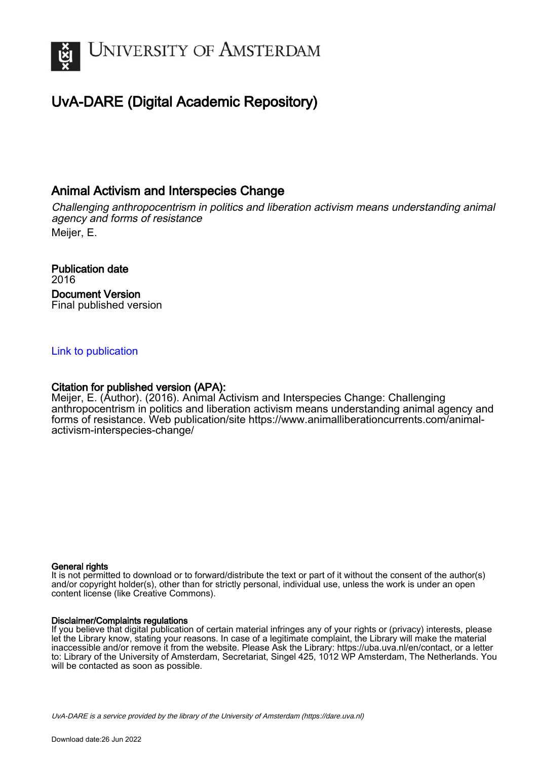# UNIVERSITY OF AMSTERDAM

# UvA-DARE (Digital Academic Repository)

## Animal Activism and Interspecies Change

*Challenging anthropocentrism in politics and liberation activism means understanding animal agency and forms of resistance*

Meijer, E.

**Publication date**
2016

**Document Version**
Final published version

Link to publication

**Citation for published version (APA):**
Meijer, E. (Author). (2016). Animal Activism and Interspecies Change: Challenging anthropocentrism in politics and liberation activism means understanding animal agency and forms of resistance. Web publication/site https://www.animalliberationcurrents.com/animal-activism-interspecies-change/

**General rights**
It is not permitted to download or to forward/distribute the text or part of it without the consent of the author(s) and/or copyright holder(s), other than for strictly personal, individual use, unless the work is under an open content license (like Creative Commons).

**Disclaimer/Complaints regulations**
If you believe that digital publication of certain material infringes any of your rights or (privacy) interests, please let the Library know, stating your reasons. In case of a legitimate complaint, the Library will make the material inaccessible and/or remove it from the website. Please Ask the Library: https://uba.uva.nl/en/contact, or a letter to: Library of the University of Amsterdam, Secretariat, Singel 425, 1012 WP Amsterdam, The Netherlands. You will be contacted as soon as possible.

UvA-DARE is a service provided by the library of the University of Amsterdam (https://dare.uva.nl)

Download date:26 Jun 2022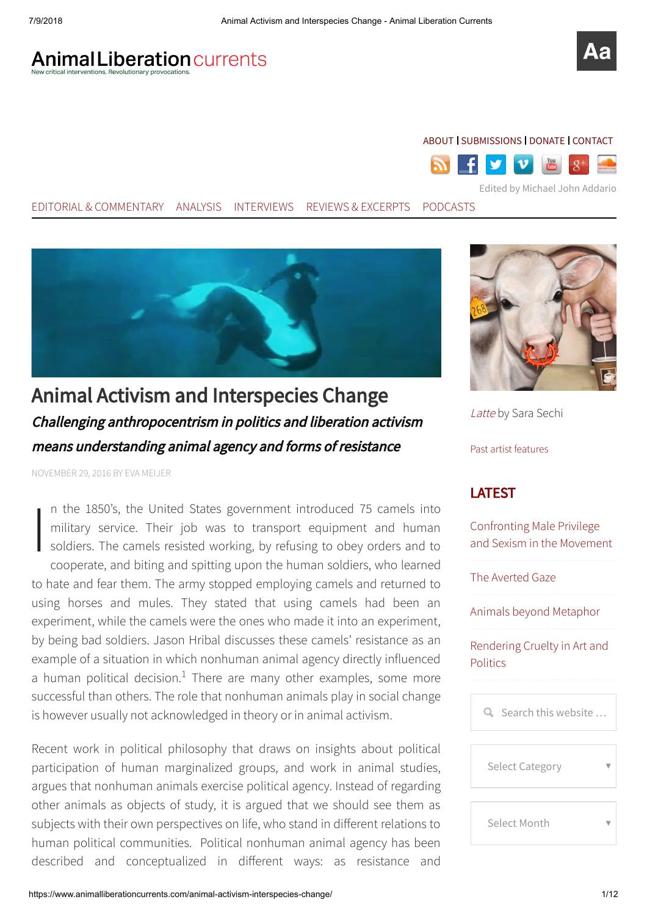# Animal Activism and Interspecies Change

## *Challenging anthropocentrism in politics and liberation activism means understanding animal agency and forms of resistance*

NOVEMBER 29, 2016 BY EVA MEIJER

In the 1850's, the United States government introduced 75 camels into military service. Their job was to transport equipment and human soldiers. The camels resisted working, by refusing to obey orders and to cooperate, and biting and spitting upon the human soldiers, who learned to hate and fear them. The army stopped employing camels and returned to using horses and mules. They stated that using camels had been an experiment, while the camels were the ones who made it into an experiment, by being bad soldiers. Jason Hribal discusses these camels' resistance as an example of a situation in which nonhuman animal agency directly influenced a human political decision.[1] There are many other examples, some more successful than others. The role that nonhuman animals play in social change is however usually not acknowledged in theory or in animal activism.

Recent work in political philosophy that draws on insights about political participation of human marginalized groups, and work in animal studies, argues that nonhuman animals exercise political agency. Instead of regarding other animals as objects of study, it is argued that we should see them as subjects with their own perspectives on life, who stand in different relations to human political communities. Political nonhuman animal agency has been described and conceptualized in different ways: as resistance and

*Latte* by Sara Sechi

Past artist features

## LATEST

Confronting Male Privilege and Sexism in the Movement

The Averted Gaze

Animals beyond Metaphor

Rendering Cruelty in Art and Politics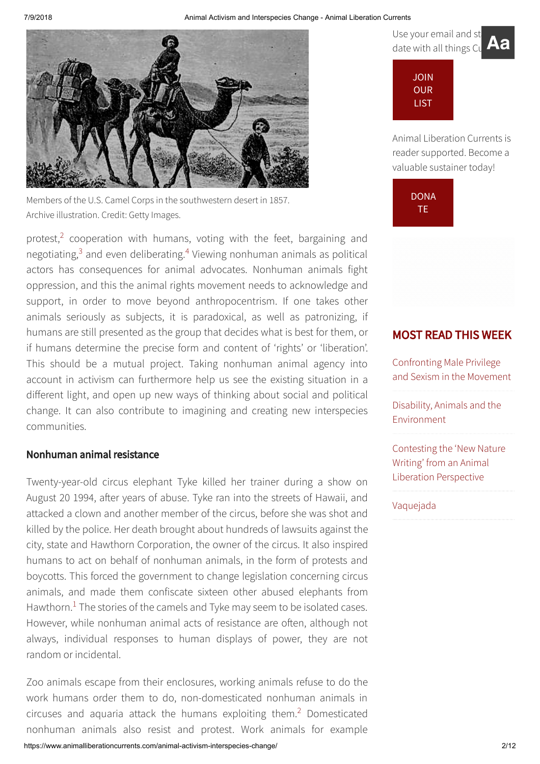Members of the U.S. Camel Corps in the southwestern desert in 1857. Archive illustration. Credit: Getty Images.

protest,[2] cooperation with humans, voting with the feet, bargaining and negotiating,[3] and even deliberating.[4] Viewing nonhuman animals as political actors has consequences for animal advocates. Nonhuman animals fight oppression, and this the animal rights movement needs to acknowledge and support, in order to move beyond anthropocentrism. If one takes other animals seriously as subjects, it is paradoxical, as well as patronizing, if humans are still presented as the group that decides what is best for them, or if humans determine the precise form and content of 'rights' or 'liberation'. This should be a mutual project. Taking nonhuman animal agency into account in activism can furthermore help us see the existing situation in a different light, and open up new ways of thinking about social and political change. It can also contribute to imagining and creating new interspecies communities.

### Nonhuman animal resistance

Twenty-year-old circus elephant Tyke killed her trainer during a show on August 20 1994, after years of abuse. Tyke ran into the streets of Hawaii, and attacked a clown and another member of the circus, before she was shot and killed by the police. Her death brought about hundreds of lawsuits against the city, state and Hawthorn Corporation, the owner of the circus. It also inspired humans to act on behalf of nonhuman animals, in the form of protests and boycotts. This forced the government to change legislation concerning circus animals, and made them confiscate sixteen other abused elephants from Hawthorn.[1] The stories of the camels and Tyke may seem to be isolated cases. However, while nonhuman animal acts of resistance are often, although not always, individual responses to human displays of power, they are not random or incidental.

Zoo animals escape from their enclosures, working animals refuse to do the work humans order them to do, non-domesticated nonhuman animals in circuses and aquaria attack the humans exploiting them.[2] Domesticated nonhuman animals also resist and protest. Work animals for example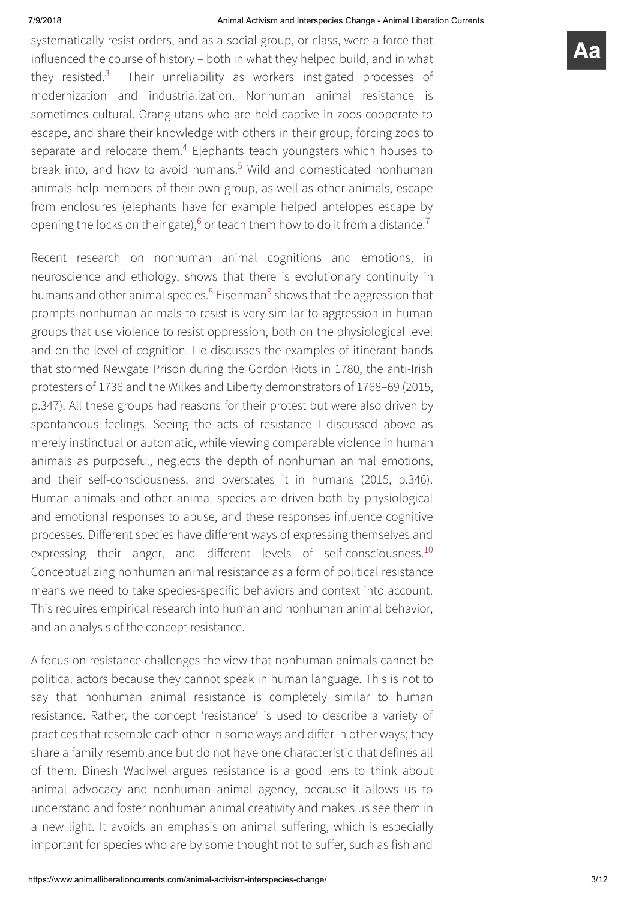systematically resist orders, and as a social group, or class, were a force that influenced the course of history – both in what they helped build, and in what they resisted.[3] Their unreliability as workers instigated processes of modernization and industrialization. Nonhuman animal resistance is sometimes cultural. Orang-utans who are held captive in zoos cooperate to escape, and share their knowledge with others in their group, forcing zoos to separate and relocate them.[4] Elephants teach youngsters which houses to break into, and how to avoid humans.[5] Wild and domesticated nonhuman animals help members of their own group, as well as other animals, escape from enclosures (elephants have for example helped antelopes escape by opening the locks on their gate),[6] or teach them how to do it from a distance.[7]

Recent research on nonhuman animal cognitions and emotions, in neuroscience and ethology, shows that there is evolutionary continuity in humans and other animal species.[8] Eisenman[9] shows that the aggression that prompts nonhuman animals to resist is very similar to aggression in human groups that use violence to resist oppression, both on the physiological level and on the level of cognition. He discusses the examples of itinerant bands that stormed Newgate Prison during the Gordon Riots in 1780, the anti-Irish protesters of 1736 and the Wilkes and Liberty demonstrators of 1768–69 (2015, p.347). All these groups had reasons for their protest but were also driven by spontaneous feelings. Seeing the acts of resistance I discussed above as merely instinctual or automatic, while viewing comparable violence in human animals as purposeful, neglects the depth of nonhuman animal emotions, and their self-consciousness, and overstates it in humans (2015, p.346). Human animals and other animal species are driven both by physiological and emotional responses to abuse, and these responses influence cognitive processes. Different species have different ways of expressing themselves and expressing their anger, and different levels of self-consciousness.[10] Conceptualizing nonhuman animal resistance as a form of political resistance means we need to take species-specific behaviors and context into account. This requires empirical research into human and nonhuman animal behavior, and an analysis of the concept resistance.

A focus on resistance challenges the view that nonhuman animals cannot be political actors because they cannot speak in human language. This is not to say that nonhuman animal resistance is completely similar to human resistance. Rather, the concept 'resistance' is used to describe a variety of practices that resemble each other in some ways and differ in other ways; they share a family resemblance but do not have one characteristic that defines all of them. Dinesh Wadiwel argues resistance is a good lens to think about animal advocacy and nonhuman animal agency, because it allows us to understand and foster nonhuman animal creativity and makes us see them in a new light. It avoids an emphasis on animal suffering, which is especially important for species who are by some thought not to suffer, such as fish and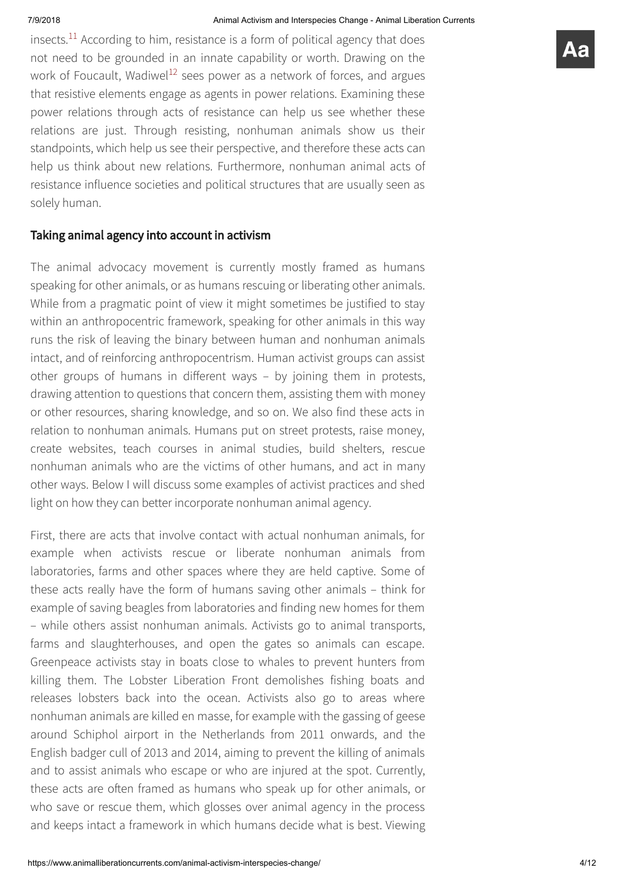insects.[11] According to him, resistance is a form of political agency that does not need to be grounded in an innate capability or worth. Drawing on the work of Foucault, Wadiwel[12] sees power as a network of forces, and argues that resistive elements engage as agents in power relations. Examining these power relations through acts of resistance can help us see whether these relations are just. Through resisting, nonhuman animals show us their standpoints, which help us see their perspective, and therefore these acts can help us think about new relations. Furthermore, nonhuman animal acts of resistance influence societies and political structures that are usually seen as solely human.

## Taking animal agency into account in activism

The animal advocacy movement is currently mostly framed as humans speaking for other animals, or as humans rescuing or liberating other animals. While from a pragmatic point of view it might sometimes be justified to stay within an anthropocentric framework, speaking for other animals in this way runs the risk of leaving the binary between human and nonhuman animals intact, and of reinforcing anthropocentrism. Human activist groups can assist other groups of humans in different ways – by joining them in protests, drawing attention to questions that concern them, assisting them with money or other resources, sharing knowledge, and so on. We also find these acts in relation to nonhuman animals. Humans put on street protests, raise money, create websites, teach courses in animal studies, build shelters, rescue nonhuman animals who are the victims of other humans, and act in many other ways. Below I will discuss some examples of activist practices and shed light on how they can better incorporate nonhuman animal agency.

First, there are acts that involve contact with actual nonhuman animals, for example when activists rescue or liberate nonhuman animals from laboratories, farms and other spaces where they are held captive. Some of these acts really have the form of humans saving other animals – think for example of saving beagles from laboratories and finding new homes for them – while others assist nonhuman animals. Activists go to animal transports, farms and slaughterhouses, and open the gates so animals can escape. Greenpeace activists stay in boats close to whales to prevent hunters from killing them. The Lobster Liberation Front demolishes fishing boats and releases lobsters back into the ocean. Activists also go to areas where nonhuman animals are killed en masse, for example with the gassing of geese around Schiphol airport in the Netherlands from 2011 onwards, and the English badger cull of 2013 and 2014, aiming to prevent the killing of animals and to assist animals who escape or who are injured at the spot. Currently, these acts are often framed as humans who speak up for other animals, or who save or rescue them, which glosses over animal agency in the process and keeps intact a framework in which humans decide what is best. Viewing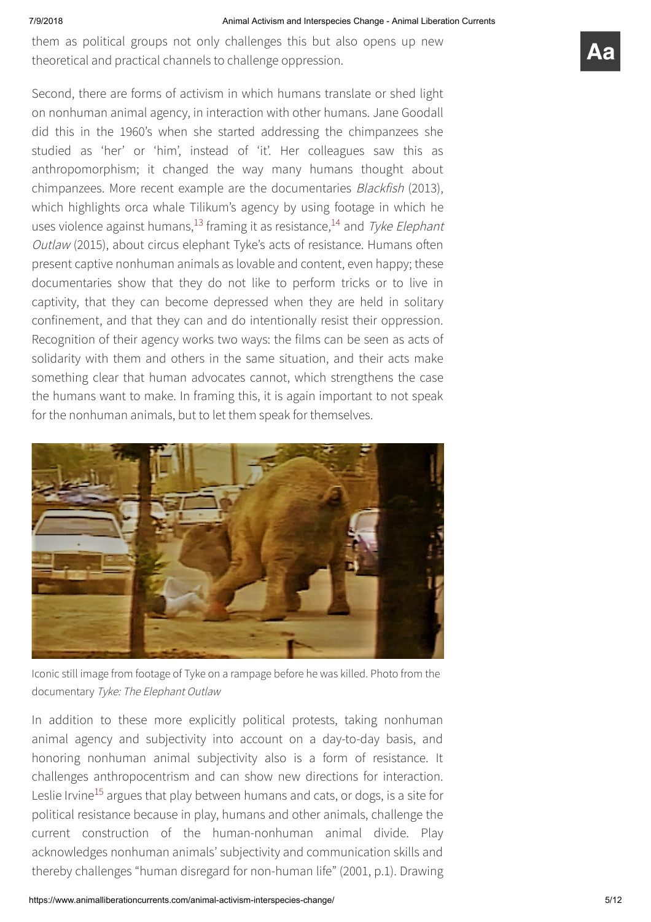them as political groups not only challenges this but also opens up new theoretical and practical channels to challenge oppression.

Second, there are forms of activism in which humans translate or shed light on nonhuman animal agency, in interaction with other humans. Jane Goodall did this in the 1960's when she started addressing the chimpanzees she studied as 'her' or 'him', instead of 'it'. Her colleagues saw this as anthropomorphism; it changed the way many humans thought about chimpanzees. More recent example are the documentaries *Blackfish* (2013), which highlights orca whale Tilikum's agency by using footage in which he uses violence against humans,[13] framing it as resistance,[14] and *Tyke Elephant Outlaw* (2015), about circus elephant Tyke's acts of resistance. Humans often present captive nonhuman animals as lovable and content, even happy; these documentaries show that they do not like to perform tricks or to live in captivity, that they can become depressed when they are held in solitary confinement, and that they can and do intentionally resist their oppression. Recognition of their agency works two ways: the films can be seen as acts of solidarity with them and others in the same situation, and their acts make something clear that human advocates cannot, which strengthens the case the humans want to make. In framing this, it is again important to not speak for the nonhuman animals, but to let them speak for themselves.

Iconic still image from footage of Tyke on a rampage before he was killed. Photo from the documentary *Tyke: The Elephant Outlaw*

In addition to these more explicitly political protests, taking nonhuman animal agency and subjectivity into account on a day-to-day basis, and honoring nonhuman animal subjectivity also is a form of resistance. It challenges anthropocentrism and can show new directions for interaction. Leslie Irvine[15] argues that play between humans and cats, or dogs, is a site for political resistance because in play, humans and other animals, challenge the current construction of the human-nonhuman animal divide. Play acknowledges nonhuman animals' subjectivity and communication skills and thereby challenges "human disregard for non-human life" (2001, p.1). Drawing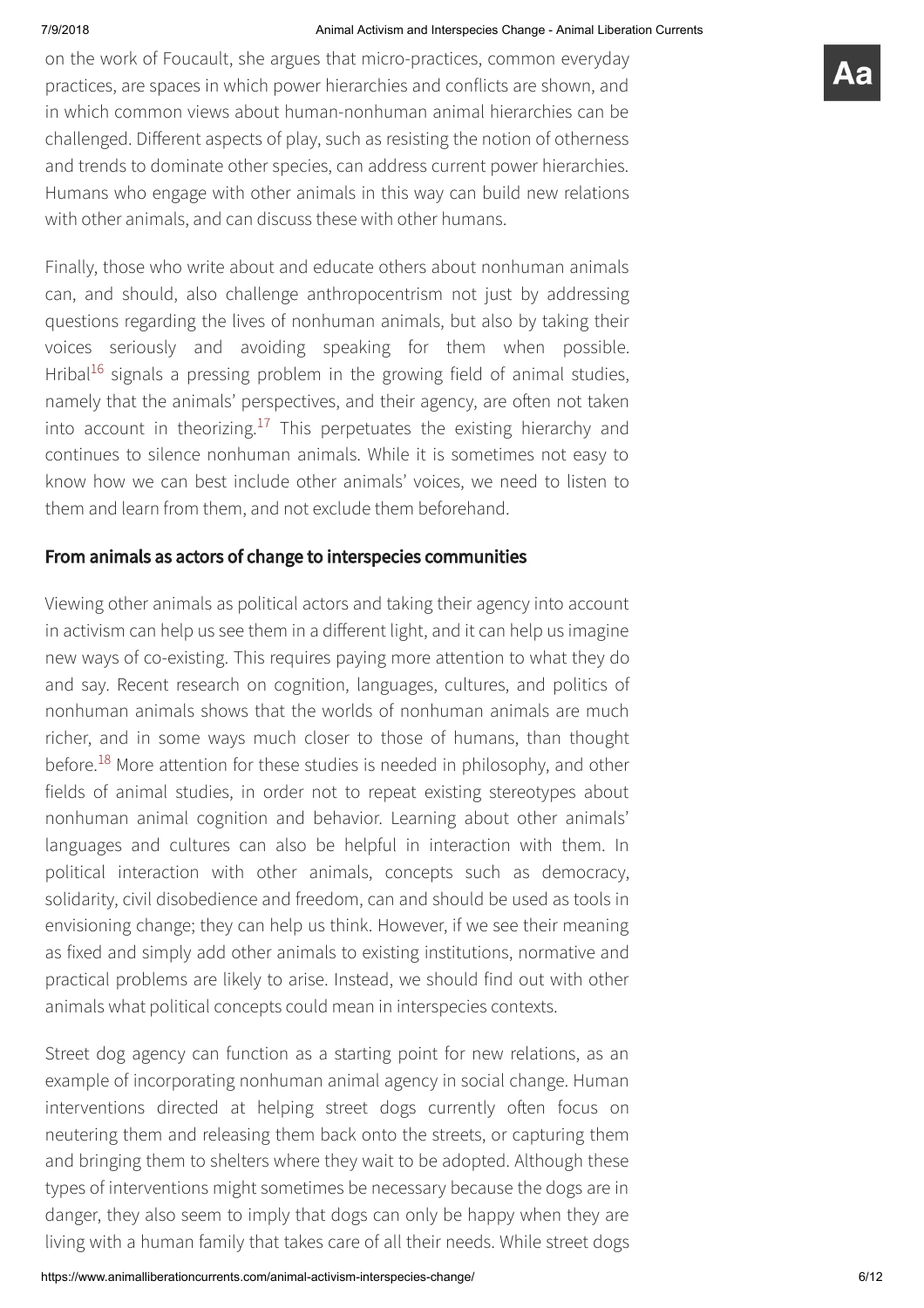on the work of Foucault, she argues that micro-practices, common everyday practices, are spaces in which power hierarchies and conflicts are shown, and in which common views about human-nonhuman animal hierarchies can be challenged. Different aspects of play, such as resisting the notion of otherness and trends to dominate other species, can address current power hierarchies. Humans who engage with other animals in this way can build new relations with other animals, and can discuss these with other humans.

Finally, those who write about and educate others about nonhuman animals can, and should, also challenge anthropocentrism not just by addressing questions regarding the lives of nonhuman animals, but also by taking their voices seriously and avoiding speaking for them when possible. Hribal[16] signals a pressing problem in the growing field of animal studies, namely that the animals' perspectives, and their agency, are often not taken into account in theorizing.[17] This perpetuates the existing hierarchy and continues to silence nonhuman animals. While it is sometimes not easy to know how we can best include other animals' voices, we need to listen to them and learn from them, and not exclude them beforehand.

## From animals as actors of change to interspecies communities

Viewing other animals as political actors and taking their agency into account in activism can help us see them in a different light, and it can help us imagine new ways of co-existing. This requires paying more attention to what they do and say. Recent research on cognition, languages, cultures, and politics of nonhuman animals shows that the worlds of nonhuman animals are much richer, and in some ways much closer to those of humans, than thought before.[18] More attention for these studies is needed in philosophy, and other fields of animal studies, in order not to repeat existing stereotypes about nonhuman animal cognition and behavior. Learning about other animals' languages and cultures can also be helpful in interaction with them. In political interaction with other animals, concepts such as democracy, solidarity, civil disobedience and freedom, can and should be used as tools in envisioning change; they can help us think. However, if we see their meaning as fixed and simply add other animals to existing institutions, normative and practical problems are likely to arise. Instead, we should find out with other animals what political concepts could mean in interspecies contexts.

Street dog agency can function as a starting point for new relations, as an example of incorporating nonhuman animal agency in social change. Human interventions directed at helping street dogs currently often focus on neutering them and releasing them back onto the streets, or capturing them and bringing them to shelters where they wait to be adopted. Although these types of interventions might sometimes be necessary because the dogs are in danger, they also seem to imply that dogs can only be happy when they are living with a human family that takes care of all their needs. While street dogs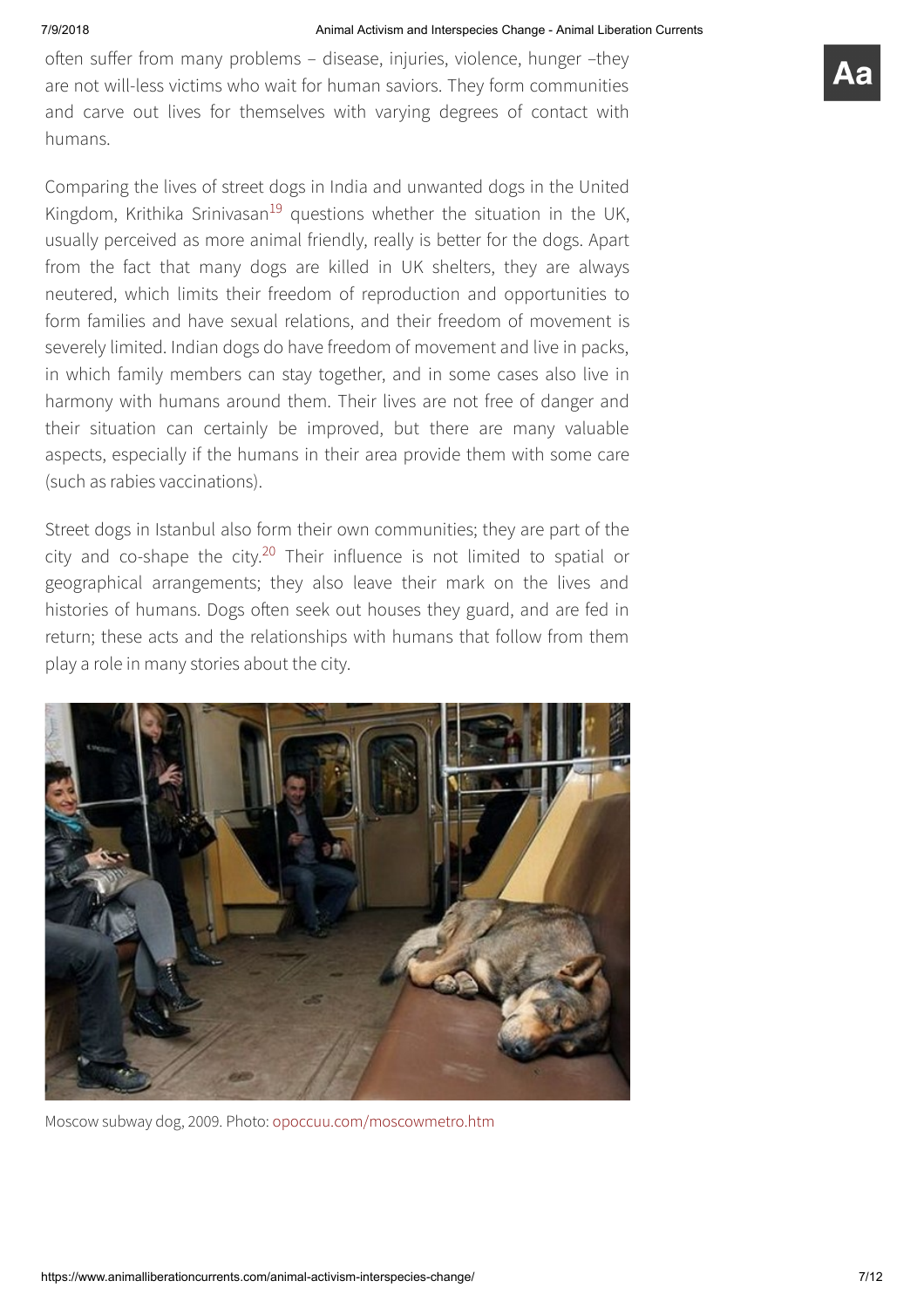often suffer from many problems – disease, injuries, violence, hunger –they are not will-less victims who wait for human saviors. They form communities and carve out lives for themselves with varying degrees of contact with humans.

Comparing the lives of street dogs in India and unwanted dogs in the United Kingdom, Krithika Srinivasan[19] questions whether the situation in the UK, usually perceived as more animal friendly, really is better for the dogs. Apart from the fact that many dogs are killed in UK shelters, they are always neutered, which limits their freedom of reproduction and opportunities to form families and have sexual relations, and their freedom of movement is severely limited. Indian dogs do have freedom of movement and live in packs, in which family members can stay together, and in some cases also live in harmony with humans around them. Their lives are not free of danger and their situation can certainly be improved, but there are many valuable aspects, especially if the humans in their area provide them with some care (such as rabies vaccinations).

Street dogs in Istanbul also form their own communities; they are part of the city and co-shape the city.[20] Their influence is not limited to spatial or geographical arrangements; they also leave their mark on the lives and histories of humans. Dogs often seek out houses they guard, and are fed in return; these acts and the relationships with humans that follow from them play a role in many stories about the city.

Moscow subway dog, 2009. Photo: opoccuu.com/moscowmetro.htm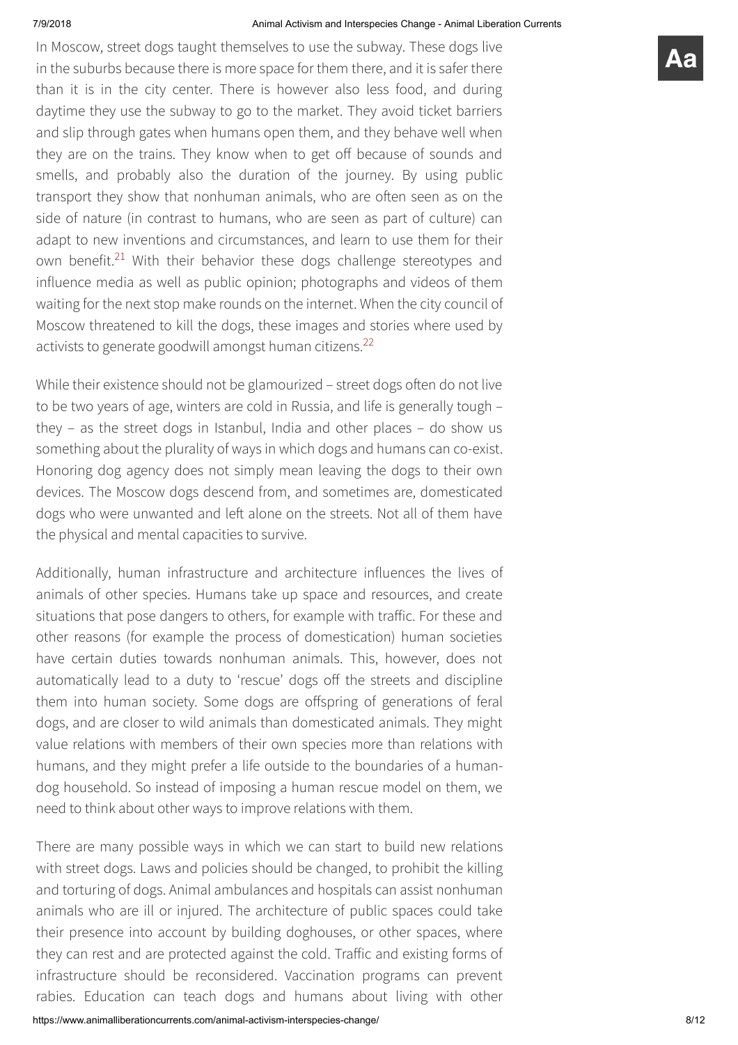In Moscow, street dogs taught themselves to use the subway. These dogs live in the suburbs because there is more space for them there, and it is safer there than it is in the city center. There is however also less food, and during daytime they use the subway to go to the market. They avoid ticket barriers and slip through gates when humans open them, and they behave well when they are on the trains. They know when to get off because of sounds and smells, and probably also the duration of the journey. By using public transport they show that nonhuman animals, who are often seen as on the side of nature (in contrast to humans, who are seen as part of culture) can adapt to new inventions and circumstances, and learn to use them for their own benefit.[21] With their behavior these dogs challenge stereotypes and influence media as well as public opinion; photographs and videos of them waiting for the next stop make rounds on the internet. When the city council of Moscow threatened to kill the dogs, these images and stories where used by activists to generate goodwill amongst human citizens.[22]

While their existence should not be glamourized – street dogs often do not live to be two years of age, winters are cold in Russia, and life is generally tough – they – as the street dogs in Istanbul, India and other places – do show us something about the plurality of ways in which dogs and humans can co-exist. Honoring dog agency does not simply mean leaving the dogs to their own devices. The Moscow dogs descend from, and sometimes are, domesticated dogs who were unwanted and left alone on the streets. Not all of them have the physical and mental capacities to survive.

Additionally, human infrastructure and architecture influences the lives of animals of other species. Humans take up space and resources, and create situations that pose dangers to others, for example with traffic. For these and other reasons (for example the process of domestication) human societies have certain duties towards nonhuman animals. This, however, does not automatically lead to a duty to 'rescue' dogs off the streets and discipline them into human society. Some dogs are offspring of generations of feral dogs, and are closer to wild animals than domesticated animals. They might value relations with members of their own species more than relations with humans, and they might prefer a life outside to the boundaries of a human-dog household. So instead of imposing a human rescue model on them, we need to think about other ways to improve relations with them.

There are many possible ways in which we can start to build new relations with street dogs. Laws and policies should be changed, to prohibit the killing and torturing of dogs. Animal ambulances and hospitals can assist nonhuman animals who are ill or injured. The architecture of public spaces could take their presence into account by building doghouses, or other spaces, where they can rest and are protected against the cold. Traffic and existing forms of infrastructure should be reconsidered. Vaccination programs can prevent rabies. Education can teach dogs and humans about living with other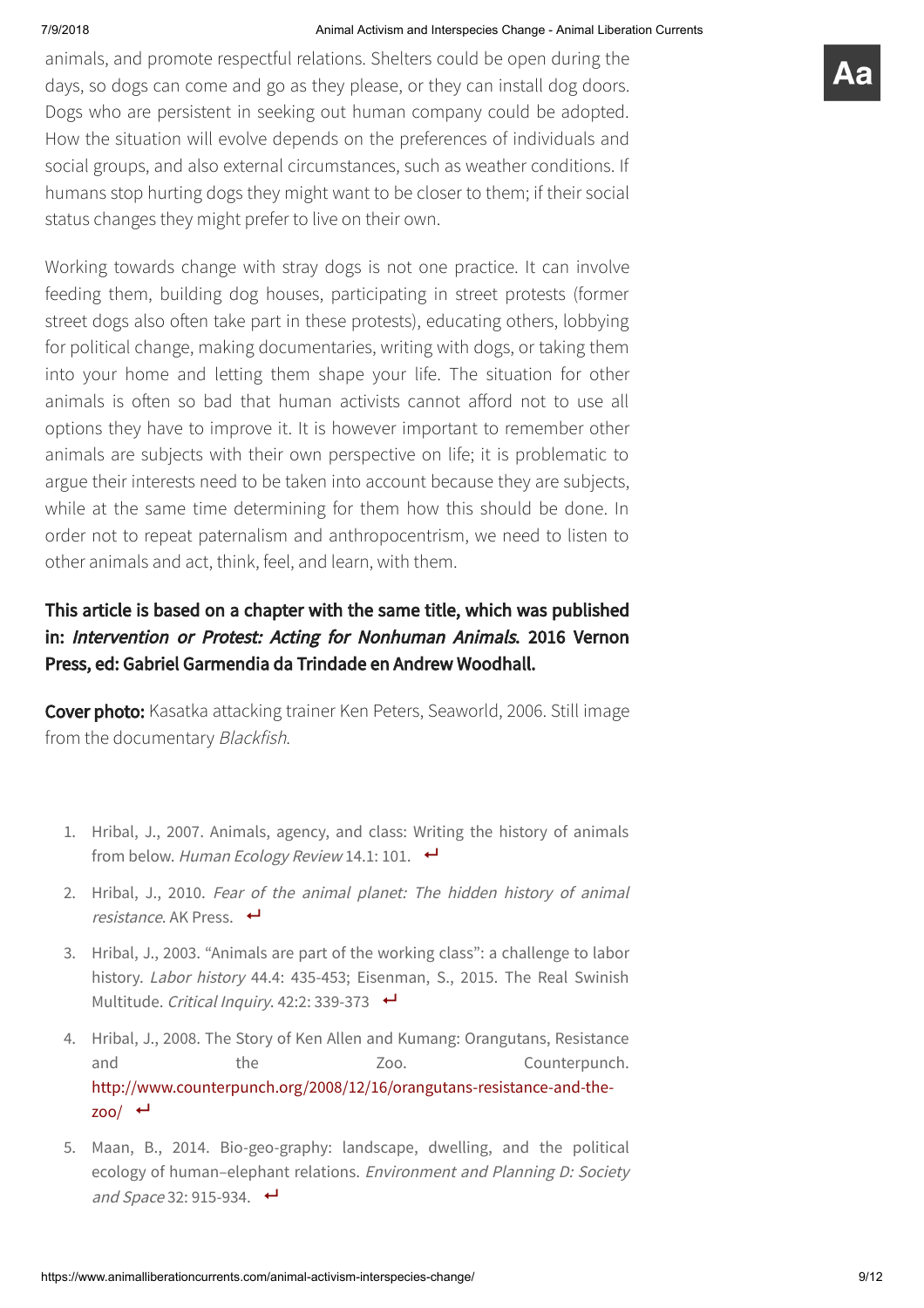animals, and promote respectful relations. Shelters could be open during the days, so dogs can come and go as they please, or they can install dog doors. Dogs who are persistent in seeking out human company could be adopted. How the situation will evolve depends on the preferences of individuals and social groups, and also external circumstances, such as weather conditions. If humans stop hurting dogs they might want to be closer to them; if their social status changes they might prefer to live on their own.

Working towards change with stray dogs is not one practice. It can involve feeding them, building dog houses, participating in street protests (former street dogs also often take part in these protests), educating others, lobbying for political change, making documentaries, writing with dogs, or taking them into your home and letting them shape your life. The situation for other animals is often so bad that human activists cannot afford not to use all options they have to improve it. It is however important to remember other animals are subjects with their own perspective on life; it is problematic to argue their interests need to be taken into account because they are subjects, while at the same time determining for them how this should be done. In order not to repeat paternalism and anthropocentrism, we need to listen to other animals and act, think, feel, and learn, with them.

**This article is based on a chapter with the same title, which was published in: *Intervention or Protest: Acting for Nonhuman Animals*. 2016 Vernon Press, ed: Gabriel Garmendia da Trindade en Andrew Woodhall.**

**Cover photo:** Kasatka attacking trainer Ken Peters, Seaworld, 2006. Still image from the documentary *Blackfish*.

1. Hribal, J., 2007. Animals, agency, and class: Writing the history of animals from below. *Human Ecology Review* 14.1: 101. ↩
2. Hribal, J., 2010. *Fear of the animal planet: The hidden history of animal resistance*. AK Press. ↩
3. Hribal, J., 2003. "Animals are part of the working class": a challenge to labor history. *Labor history* 44.4: 435-453; Eisenman, S., 2015. The Real Swinish Multitude. *Critical Inquiry*. 42:2: 339-373 ↩
4. Hribal, J., 2008. The Story of Ken Allen and Kumang: Orangutans, Resistance and the Zoo. Counterpunch. http://www.counterpunch.org/2008/12/16/orangutans-resistance-and-the-zoo/ ↩
5. Maan, B., 2014. Bio-geo-graphy: landscape, dwelling, and the political ecology of human–elephant relations. *Environment and Planning D: Society and Space* 32: 915-934. ↩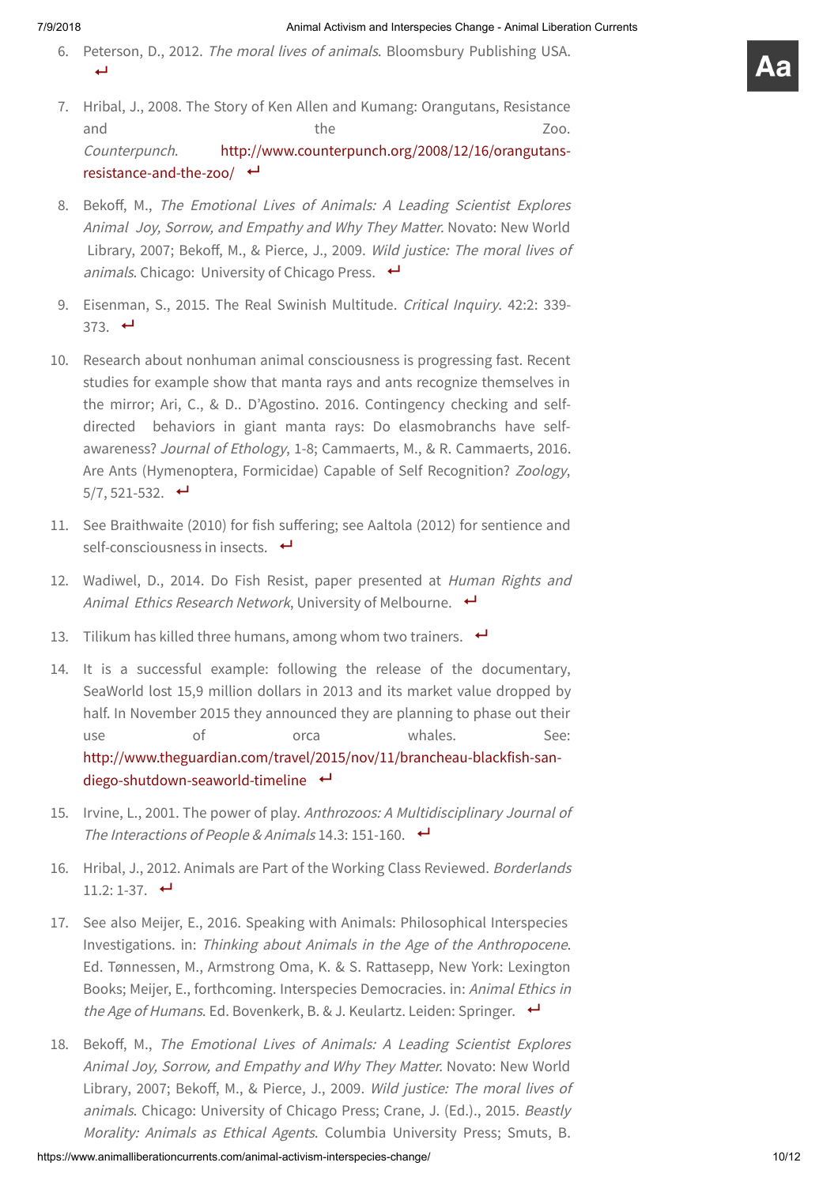6. Peterson, D., 2012. *The moral lives of animals*. Bloomsbury Publishing USA. ↩

7. Hribal, J., 2008. The Story of Ken Allen and Kumang: Orangutans, Resistance and the Zoo. *Counterpunch*. http://www.counterpunch.org/2008/12/16/orangutans-resistance-and-the-zoo/ ↩

8. Bekoff, M., *The Emotional Lives of Animals: A Leading Scientist Explores Animal Joy, Sorrow, and Empathy and Why They Matter*. Novato: New World Library, 2007; Bekoff, M., & Pierce, J., 2009. *Wild justice: The moral lives of animals*. Chicago: University of Chicago Press. ↩

9. Eisenman, S., 2015. The Real Swinish Multitude. *Critical Inquiry*. 42:2: 339-373. ↩

10. Research about nonhuman animal consciousness is progressing fast. Recent studies for example show that manta rays and ants recognize themselves in the mirror; Ari, C., & D.. D'Agostino. 2016. Contingency checking and self-directed behaviors in giant manta rays: Do elasmobranchs have self-awareness? *Journal of Ethology*, 1-8; Cammaerts, M., & R. Cammaerts, 2016. Are Ants (Hymenoptera, Formicidae) Capable of Self Recognition? *Zoology*, 5/7, 521-532. ↩

11. See Braithwaite (2010) for fish suffering; see Aaltola (2012) for sentience and self-consciousness in insects. ↩

12. Wadiwel, D., 2014. Do Fish Resist, paper presented at *Human Rights and Animal Ethics Research Network*, University of Melbourne. ↩

13. Tilikum has killed three humans, among whom two trainers. ↩

14. It is a successful example: following the release of the documentary, SeaWorld lost 15,9 million dollars in 2013 and its market value dropped by half. In November 2015 they announced they are planning to phase out their use of orca whales. See: http://www.theguardian.com/travel/2015/nov/11/brancheau-blackfish-san-diego-shutdown-seaworld-timeline ↩

15. Irvine, L., 2001. The power of play. *Anthrozoos: A Multidisciplinary Journal of The Interactions of People & Animals* 14.3: 151-160. ↩

16. Hribal, J., 2012. Animals are Part of the Working Class Reviewed. *Borderlands* 11.2: 1-37. ↩

17. See also Meijer, E., 2016. Speaking with Animals: Philosophical Interspecies Investigations. in: *Thinking about Animals in the Age of the Anthropocene*. Ed. Tønnessen, M., Armstrong Oma, K. & S. Rattasepp, New York: Lexington Books; Meijer, E., forthcoming. Interspecies Democracies. in: *Animal Ethics in the Age of Humans*. Ed. Bovenkerk, B. & J. Keulartz. Leiden: Springer. ↩

18. Bekoff, M., *The Emotional Lives of Animals: A Leading Scientist Explores Animal Joy, Sorrow, and Empathy and Why They Matter*. Novato: New World Library, 2007; Bekoff, M., & Pierce, J., 2009. *Wild justice: The moral lives of animals*. Chicago: University of Chicago Press; Crane, J. (Ed.)., 2015. *Beastly Morality: Animals as Ethical Agents*. Columbia University Press; Smuts, B.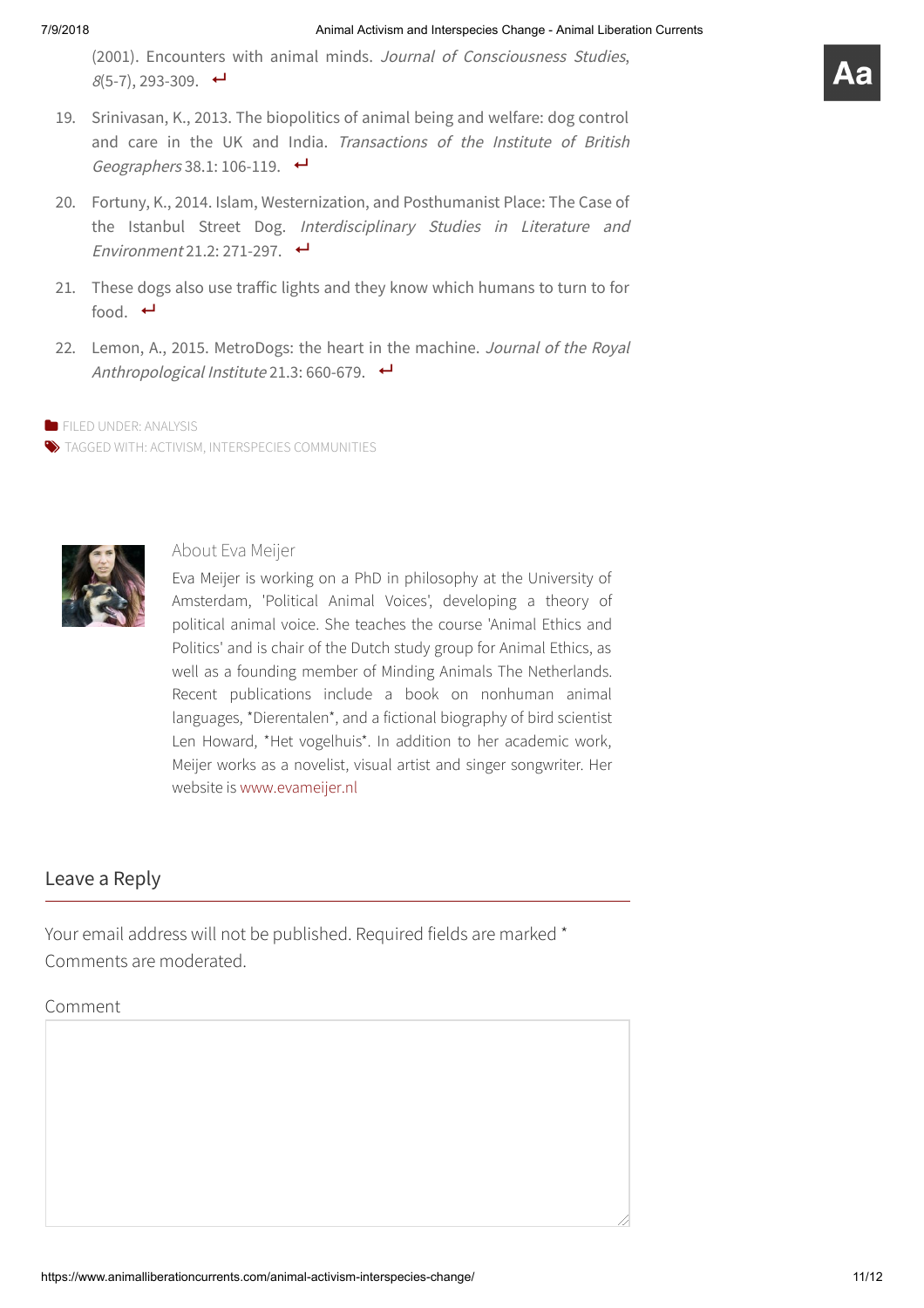(2001). Encounters with animal minds. *Journal of Consciousness Studies*, *8*(5-7), 293-309. ↩

19. Srinivasan, K., 2013. The biopolitics of animal being and welfare: dog control and care in the UK and India. *Transactions of the Institute of British Geographers* 38.1: 106-119. ↩

20. Fortuny, K., 2014. Islam, Westernization, and Posthumanist Place: The Case of the Istanbul Street Dog. *Interdisciplinary Studies in Literature and Environment* 21.2: 271-297. ↩

21. These dogs also use traffic lights and they know which humans to turn to for food. ↩

22. Lemon, A., 2015. MetroDogs: the heart in the machine. *Journal of the Royal Anthropological Institute* 21.3: 660-679. ↩

FILED UNDER: ANALYSIS
TAGGED WITH: ACTIVISM, INTERSPECIES COMMUNITIES

### About Eva Meijer

Eva Meijer is working on a PhD in philosophy at the University of Amsterdam, 'Political Animal Voices', developing a theory of political animal voice. She teaches the course 'Animal Ethics and Politics' and is chair of the Dutch study group for Animal Ethics, as well as a founding member of Minding Animals The Netherlands. Recent publications include a book on nonhuman animal languages, *Dierentalen*, and a fictional biography of bird scientist Len Howard, *Het vogelhuis*. In addition to her academic work, Meijer works as a novelist, visual artist and singer songwriter. Her website is www.evameijer.nl

## Leave a Reply

Your email address will not be published. Required fields are marked *
Comments are moderated.

Comment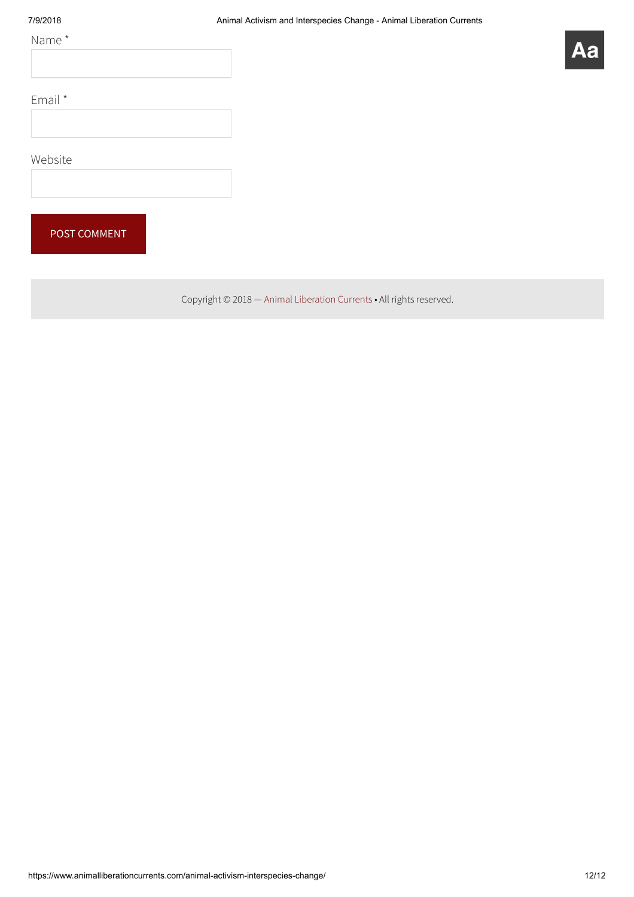Name *

Email *

Website

POST COMMENT

Copyright © 2018 — Animal Liberation Currents • All rights reserved.